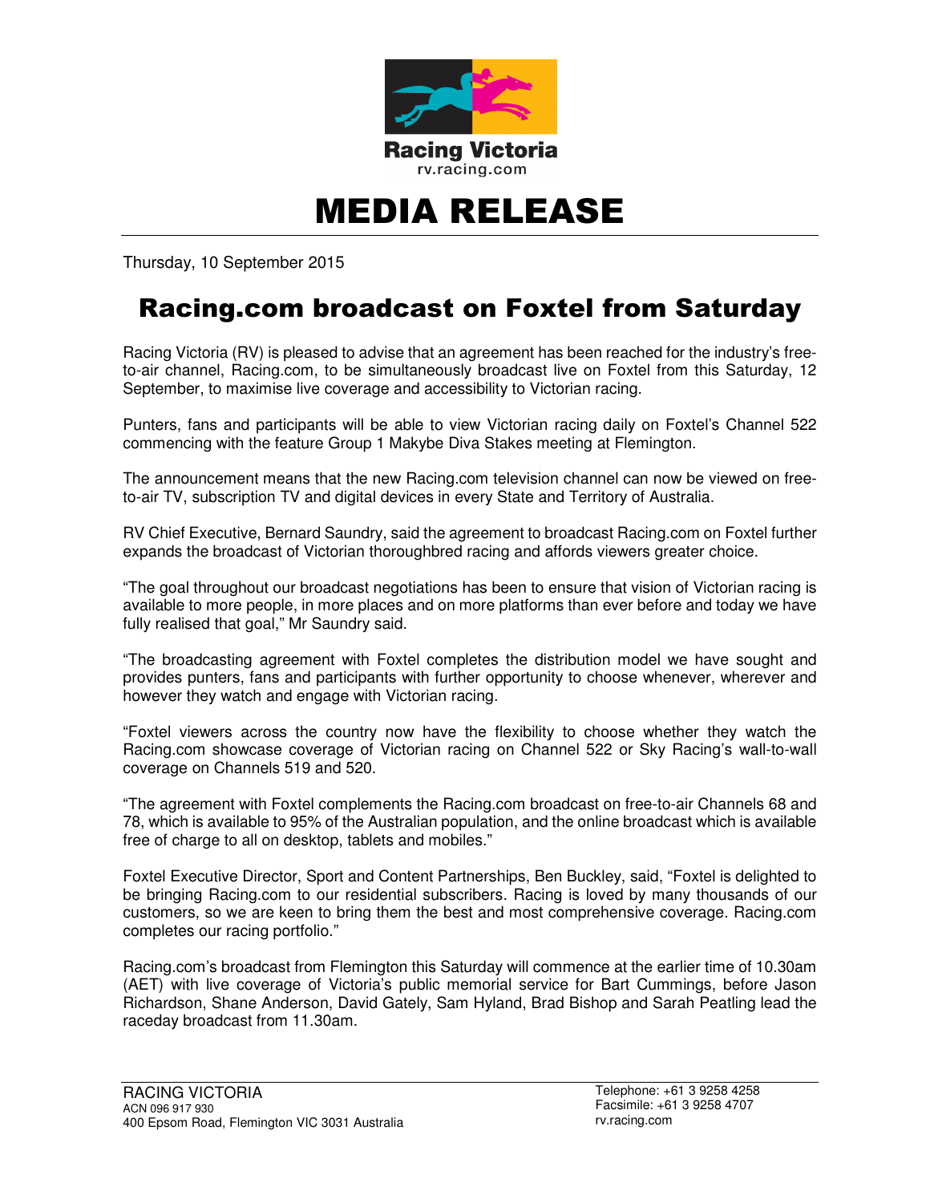Racing Victoria
rv.racing.com

# MEDIA RELEASE

Thursday, 10 September 2015

## Racing.com broadcast on Foxtel from Saturday

Racing Victoria (RV) is pleased to advise that an agreement has been reached for the industry's free-to-air channel, Racing.com, to be simultaneously broadcast live on Foxtel from this Saturday, 12 September, to maximise live coverage and accessibility to Victorian racing.

Punters, fans and participants will be able to view Victorian racing daily on Foxtel's Channel 522 commencing with the feature Group 1 Makybe Diva Stakes meeting at Flemington.

The announcement means that the new Racing.com television channel can now be viewed on free-to-air TV, subscription TV and digital devices in every State and Territory of Australia.

RV Chief Executive, Bernard Saundry, said the agreement to broadcast Racing.com on Foxtel further expands the broadcast of Victorian thoroughbred racing and affords viewers greater choice.

"The goal throughout our broadcast negotiations has been to ensure that vision of Victorian racing is available to more people, in more places and on more platforms than ever before and today we have fully realised that goal," Mr Saundry said.

"The broadcasting agreement with Foxtel completes the distribution model we have sought and provides punters, fans and participants with further opportunity to choose whenever, wherever and however they watch and engage with Victorian racing.

"Foxtel viewers across the country now have the flexibility to choose whether they watch the Racing.com showcase coverage of Victorian racing on Channel 522 or Sky Racing's wall-to-wall coverage on Channels 519 and 520.

"The agreement with Foxtel complements the Racing.com broadcast on free-to-air Channels 68 and 78, which is available to 95% of the Australian population, and the online broadcast which is available free of charge to all on desktop, tablets and mobiles."

Foxtel Executive Director, Sport and Content Partnerships, Ben Buckley, said, "Foxtel is delighted to be bringing Racing.com to our residential subscribers. Racing is loved by many thousands of our customers, so we are keen to bring them the best and most comprehensive coverage. Racing.com completes our racing portfolio."

Racing.com's broadcast from Flemington this Saturday will commence at the earlier time of 10.30am (AET) with live coverage of Victoria's public memorial service for Bart Cummings, before Jason Richardson, Shane Anderson, David Gately, Sam Hyland, Brad Bishop and Sarah Peatling lead the raceday broadcast from 11.30am.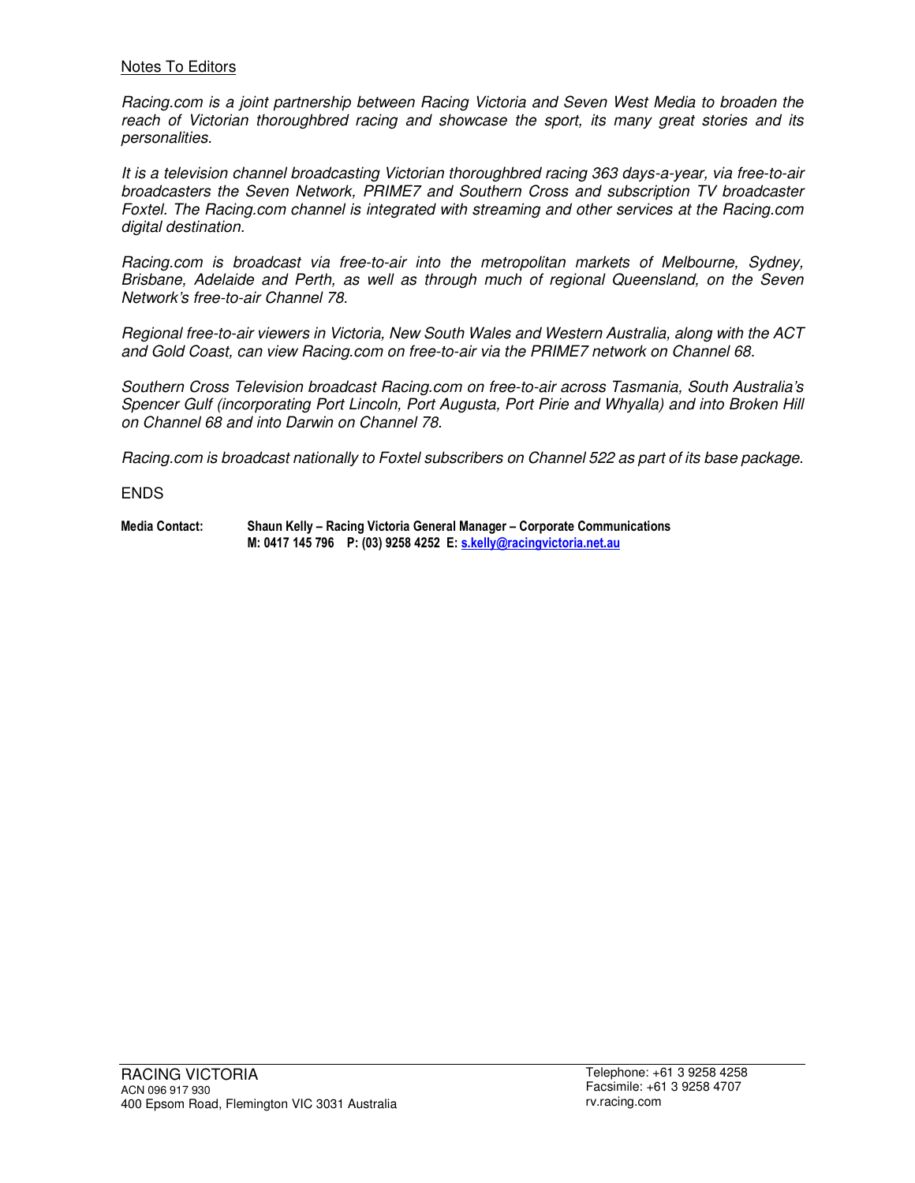Notes To Editors

*Racing.com is a joint partnership between Racing Victoria and Seven West Media to broaden the reach of Victorian thoroughbred racing and showcase the sport, its many great stories and its personalities.*

*It is a television channel broadcasting Victorian thoroughbred racing 363 days-a-year, via free-to-air broadcasters the Seven Network, PRIME7 and Southern Cross and subscription TV broadcaster Foxtel. The Racing.com channel is integrated with streaming and other services at the Racing.com digital destination.*

*Racing.com is broadcast via free-to-air into the metropolitan markets of Melbourne, Sydney, Brisbane, Adelaide and Perth, as well as through much of regional Queensland, on the Seven Network's free-to-air Channel 78.*

*Regional free-to-air viewers in Victoria, New South Wales and Western Australia, along with the ACT and Gold Coast, can view Racing.com on free-to-air via the PRIME7 network on Channel 68.*

*Southern Cross Television broadcast Racing.com on free-to-air across Tasmania, South Australia's Spencer Gulf (incorporating Port Lincoln, Port Augusta, Port Pirie and Whyalla) and into Broken Hill on Channel 68 and into Darwin on Channel 78.*

*Racing.com is broadcast nationally to Foxtel subscribers on Channel 522 as part of its base package.*

ENDS

**Media Contact:** **Shaun Kelly – Racing Victoria General Manager – Corporate Communications**
**M: 0417 145 796 P: (03) 9258 4252 E: s.kelly@racingvictoria.net.au**

RACING VICTORIA
ACN 096 917 930
400 Epsom Road, Flemington VIC 3031 Australia

Telephone: +61 3 9258 4258
Facsimile: +61 3 9258 4707
rv.racing.com